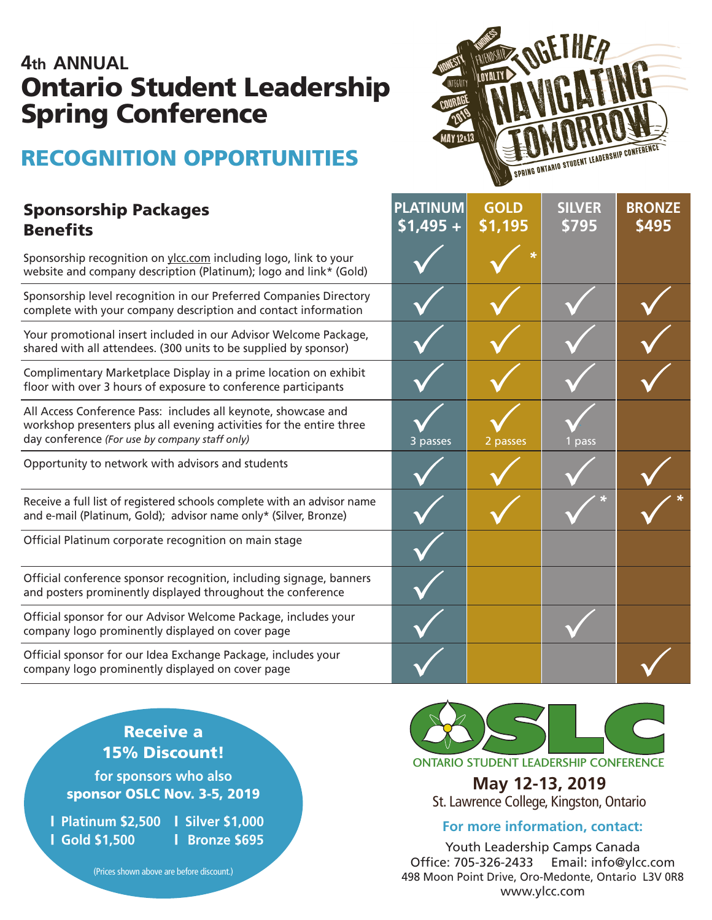# 4th ANNUAL Ontario Student Leadership Spring Conference

## RECOGNITION OPPORTUNITIES

TOGETHER NAVIGATING TOMORROW — SPRING ONTARIO STUDENT LEADERSHIP CONFERENCE

HONESTY · KINDNESS · FRIENDSHIP · INTEGRITY · LOYALTY · COURAGE · 2019 · MAY 12&13

| Sponsorship Packages Benefits | PLATINUM $1,495 + | GOLD $1,195 | SILVER $795 | BRONZE $495 |
|---|---|---|---|---|
| Sponsorship recognition on ylcc.com including logo, link to your website and company description (Platinum); logo and link* (Gold) | ✓ | ✓* | | |
| Sponsorship level recognition in our Preferred Companies Directory complete with your company description and contact information | ✓ | ✓ | ✓ | ✓ |
| Your promotional insert included in our Advisor Welcome Package, shared with all attendees. (300 units to be supplied by sponsor) | ✓ | ✓ | ✓ | ✓ |
| Complimentary Marketplace Display in a prime location on exhibit floor with over 3 hours of exposure to conference participants | ✓ | ✓ | ✓ | ✓ |
| All Access Conference Pass: includes all keynote, showcase and workshop presenters plus all evening activities for the entire three day conference *(For use by company staff only)* | ✓ 3 passes | ✓ 2 passes | ✓ 1 pass | |
| Opportunity to network with advisors and students | ✓ | ✓ | ✓ | ✓ |
| Receive a full list of registered schools complete with an advisor name and e-mail (Platinum, Gold); advisor name only* (Silver, Bronze) | ✓ | ✓ | ✓* | ✓* |
| Official Platinum corporate recognition on main stage | ✓ | | | |
| Official conference sponsor recognition, including signage, banners and posters prominently displayed throughout the conference | ✓ | | | |
| Official sponsor for our Advisor Welcome Package, includes your company logo prominently displayed on cover page | ✓ | | ✓ | |
| Official sponsor for our Idea Exchange Package, includes your company logo prominently displayed on cover page | ✓ | | | ✓ |

**Receive a 15% Discount!**

**for sponsors who also sponsor OSLC Nov. 3-5, 2019**

- Platinum $2,500
- Silver $1,000
- Gold $1,500
- Bronze $695

(Prices shown above are before discount.)

OSLC
ONTARIO STUDENT LEADERSHIP CONFERENCE

**May 12-13, 2019**
St. Lawrence College, Kingston, Ontario

**For more information, contact:**

Youth Leadership Camps Canada
Office: 705-326-2433 Email: info@ylcc.com
498 Moon Point Drive, Oro-Medonte, Ontario L3V 0R8
www.ylcc.com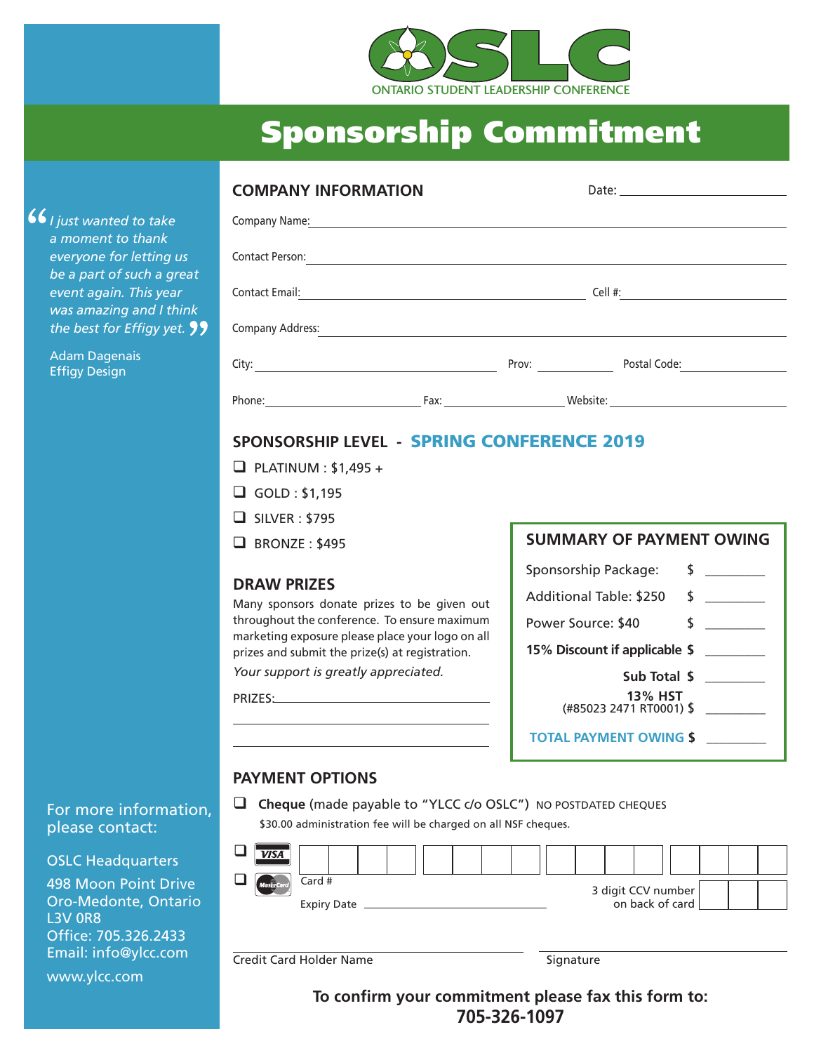OSLC

ONTARIO STUDENT LEADERSHIP CONFERENCE

# Sponsorship Commitment

*"I just wanted to take a moment to thank everyone for letting us be a part of such a great event again. This year was amazing and I think the best for Effigy yet."*

Adam Dagenais
Effigy Design

## COMPANY INFORMATION

Date: \_\_\_\_\_\_\_\_\_\_\_\_\_\_\_\_\_\_\_\_

Company Name: \_\_\_\_\_\_\_\_\_\_\_\_\_\_\_\_\_\_\_\_

Contact Person: \_\_\_\_\_\_\_\_\_\_\_\_\_\_\_\_\_\_\_\_

Contact Email: \_\_\_\_\_\_\_\_\_\_\_\_\_\_\_\_\_\_\_\_ Cell #: \_\_\_\_\_\_\_\_\_\_\_\_\_\_\_\_\_\_\_\_

Company Address: \_\_\_\_\_\_\_\_\_\_\_\_\_\_\_\_\_\_\_\_

City: \_\_\_\_\_\_\_\_\_\_\_\_\_\_\_\_\_\_\_\_ Prov: \_\_\_\_\_\_\_\_\_\_ Postal Code: \_\_\_\_\_\_\_\_\_\_

Phone: \_\_\_\_\_\_\_\_\_\_\_\_\_\_\_\_\_\_\_\_ Fax: \_\_\_\_\_\_\_\_\_\_\_\_\_\_\_\_\_\_\_\_ Website: \_\_\_\_\_\_\_\_\_\_\_\_\_\_\_\_\_\_\_\_

## SPONSORSHIP LEVEL - SPRING CONFERENCE 2019

- ❑ PLATINUM : $1,495 +
- ❑ GOLD : $1,195
- ❑ SILVER : $795
- ❑ BRONZE : $495

## DRAW PRIZES

Many sponsors donate prizes to be given out throughout the conference. To ensure maximum marketing exposure please place your logo on all prizes and submit the prize(s) at registration.

*Your support is greatly appreciated.*

PRIZES: \_\_\_\_\_\_\_\_\_\_\_\_\_\_\_\_\_\_\_\_

## SUMMARY OF PAYMENT OWING

| | |
|---|---|
| Sponsorship Package: | $ \_\_\_\_\_\_\_\_ |
| Additional Table: $250 | $ \_\_\_\_\_\_\_\_ |
| Power Source: $40 | $ \_\_\_\_\_\_\_\_ |
| **15% Discount if applicable** | **$** \_\_\_\_\_\_\_\_ |
| **Sub Total** | **$** \_\_\_\_\_\_\_\_ |
| **13% HST** (#85023 2471 RT0001) | $ \_\_\_\_\_\_\_\_ |
| **TOTAL PAYMENT OWING** | **$** \_\_\_\_\_\_\_\_ |

## PAYMENT OPTIONS

❑ **Cheque** (made payable to "YLCC c/o OSLC") NO POSTDATED CHEQUES
$30.00 administration fee will be charged on all NSF cheques.

❑ VISA
❑ MasterCard

Card # \_\_\_\_\_\_\_\_\_\_\_\_\_\_\_\_\_\_\_\_

Expiry Date \_\_\_\_\_\_\_\_\_\_\_\_\_\_\_\_\_\_\_\_ 3 digit CCV number on back of card \_\_\_\_\_\_

Credit Card Holder Name \_\_\_\_\_\_\_\_\_\_\_\_\_\_\_\_\_\_\_\_ Signature \_\_\_\_\_\_\_\_\_\_\_\_\_\_\_\_\_\_\_\_

**To confirm your commitment please fax this form to:**
**705-326-1097**

For more information, please contact:

OSLC Headquarters
498 Moon Point Drive
Oro-Medonte, Ontario
L3V 0R8
Office: 705.326.2433
Email: info@ylcc.com

www.ylcc.com